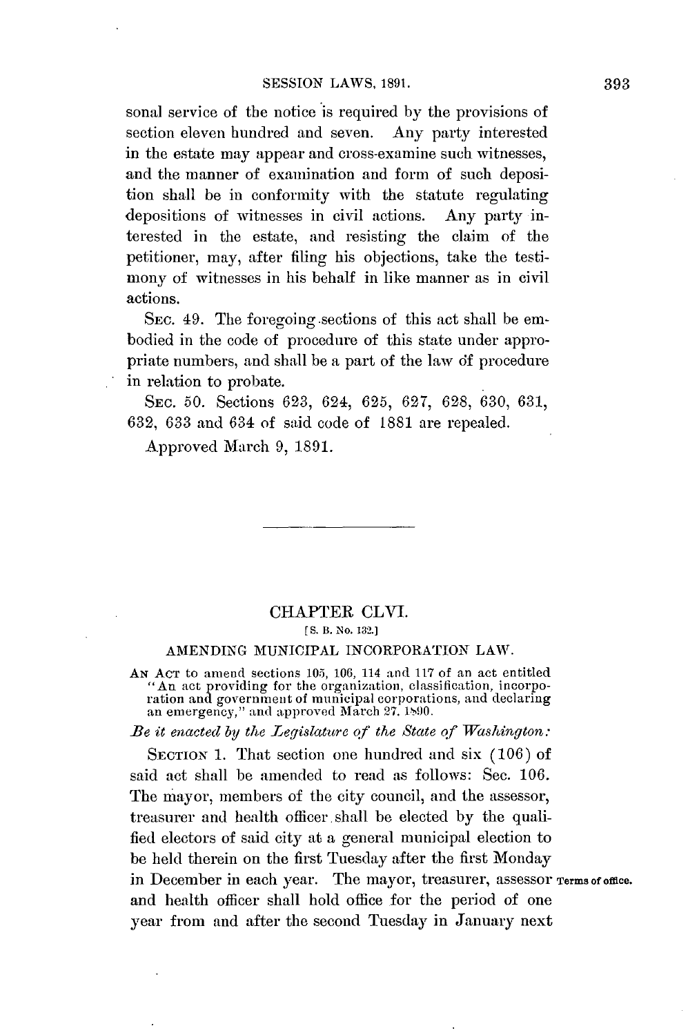sonal service of the notice is required by the provisions of section eleven hundred and seven. Any party interested in the estate may appear and cross-examine such witnesses, and the manner of examination and form of such deposition shall be in conformity with the statute regulating depositions of witnesses in civil actions. Any party interested in the estate, and resisting the claim of the petitioner, may, after filing his objections, take the testimony of witnesses in his behalf in like manner as in civil actions.

SEC. 49. The foregoing sections of this act shall be embodied in the code of procedure of this state under appropriate numbers, and shall be a part of the law of procedure in relation to probate.

SEC. 50. Sections 623, 624, 625, 627, 628, 630, 631, 632, 633 and 634 of said code of 1881 are repealed.

Approved March 9, 1891.

## CHAPTER CLVI.

[S. B. No. 132.]

### AMENDING MUNICIPAL INCORPORATION LAW.

AN ACT to amend sections 105, 106, 114 and 117 of an act entitled "An act providing for the organization, classification, incorporation and government of municipal corporations, and declaring an emergency," and approved March 27, 1890.

*Be it enacted by the Legislature of the State of Washington:*

SECTION 1. That section one hundred and six (106) of said act shall be amended to read as follows: Sec. 106. The mayor, members of the city council, and the assessor, treasurer and health officer shall be elected by the qualified electors of said city at a general municipal election to be held therein on the first Tuesday after the first Monday in December in each year. The mayor, treasurer, assessor and health officer shall hold office for the period of one year from and after the second Tuesday in January next

**Terms of office.**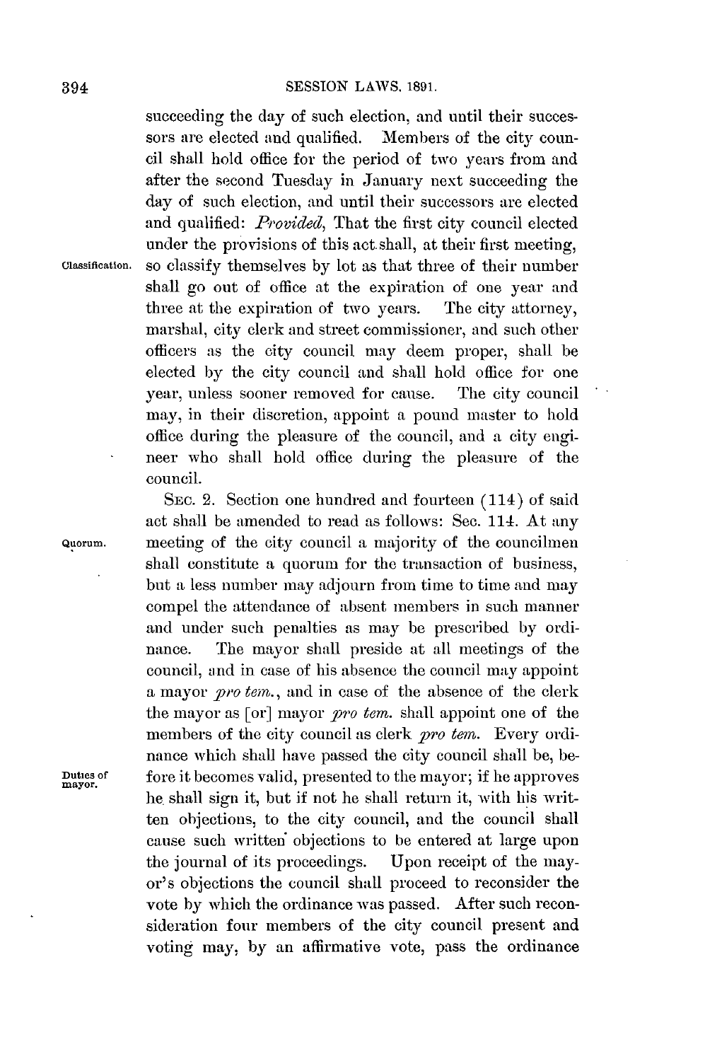succeeding the day of such election, and until their successors are elected and qualified. Members of the city council shall hold office for the period of two years from and after the second Tuesday in January next succeeding the day of such election, and until their successors are elected and qualified: *Provided*, That the first city council elected under the provisions of this act shall, at their first meeting, so classify themselves by lot as that three of their number shall go out of office at the expiration of one year and three at the expiration of two years. The city attorney, marshal, city clerk and street commissioner, and such other officers as the city council may deem proper, shall be elected by the city council and shall hold office for one year, unless sooner removed for cause. The city council may, in their discretion, appoint a pound master to hold office during the pleasure of the council, and a city engineer who shall hold office during the pleasure of the council.

Classification.

SEC. 2. Section one hundred and fourteen (114) of said act shall be amended to read as follows: Sec. 114. At any meeting of the city council a majority of the councilmen shall constitute a quorum for the transaction of business, but a less number may adjourn from time to time and may compel the attendance of absent members in such manner and under such penalties as may be prescribed by ordinance. The mayor shall preside at all meetings of the council, and in case of his absence the council may appoint a mayor *pro tem.*, and in case of the absence of the clerk the mayor as [or] mayor *pro tem.* shall appoint one of the members of the city council as clerk *pro tem.* Every ordinance which shall have passed the city council shall be, before it becomes valid, presented to the mayor; if he approves he shall sign it, but if not he shall return it, with his written objections, to the city council, and the council shall cause such written objections to be entered at large upon the journal of its proceedings. Upon receipt of the mayor's objections the council shall proceed to reconsider the vote by which the ordinance was passed. After such reconsideration four members of the city council present and voting may, by an affirmative vote, pass the ordinance

Quorum.

Duties of mayor.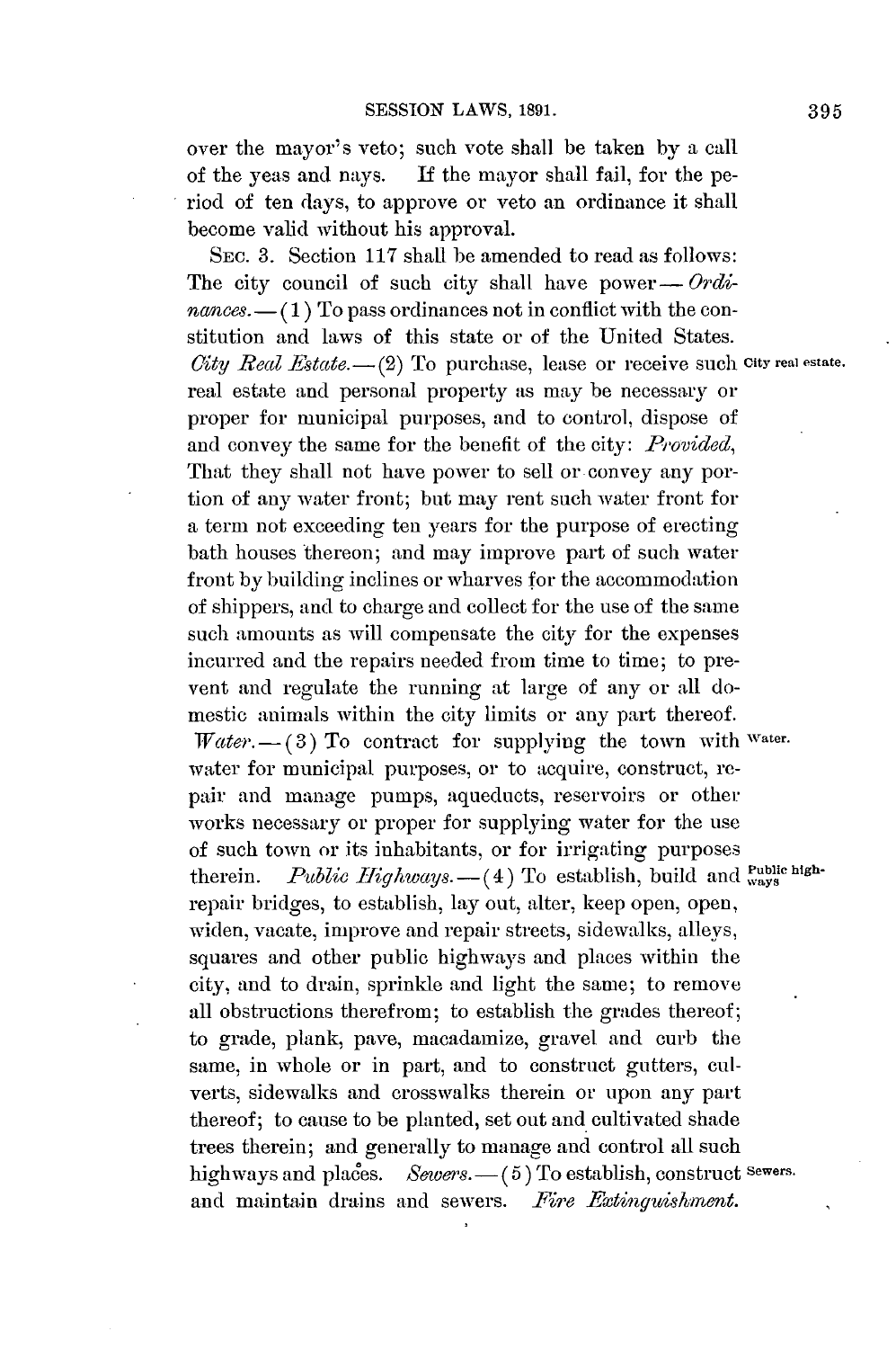over the mayor's veto; such vote shall be taken by a call of the yeas and nays. If the mayor shall fail, for the period of ten days, to approve or veto an ordinance it shall become valid without his approval.

SEC. 3. Section 117 shall be amended to read as follows: The city council of such city shall have power—*Ordinances.*—(1) To pass ordinances not in conflict with the constitution and laws of this state or of the United States. *City Real Estate.*—(2) To purchase, lease or receive such real estate and personal property as may be necessary or proper for municipal purposes, and to control, dispose of and convey the same for the benefit of the city: *Provided,* That they shall not have power to sell or convey any portion of any water front; but may rent such water front for a term not exceeding ten years for the purpose of erecting bath houses thereon; and may improve part of such water front by building inclines or wharves for the accommodation of shippers, and to charge and collect for the use of the same such amounts as will compensate the city for the expenses incurred and the repairs needed from time to time; to prevent and regulate the running at large of any or all domestic animals within the city limits or any part thereof. *Water.*—(3) To contract for supplying the town with water for municipal purposes, or to acquire, construct, repair and manage pumps, aqueducts, reservoirs or other works necessary or proper for supplying water for the use of such town or its inhabitants, or for irrigating purposes therein. *Public Highways.*—(4) To establish, build and repair bridges, to establish, lay out, alter, keep open, open, widen, vacate, improve and repair streets, sidewalks, alleys, squares and other public highways and places within the city, and to drain, sprinkle and light the same; to remove all obstructions therefrom; to establish the grades thereof; to grade, plank, pave, macadamize, gravel and curb the same, in whole or in part, and to construct gutters, culverts, sidewalks and crosswalks therein or upon any part thereof; to cause to be planted, set out and cultivated shade trees therein; and generally to manage and control all such highways and places. *Sewers.*—(5) To establish, construct and maintain drains and sewers. *Fire Extinguishment.*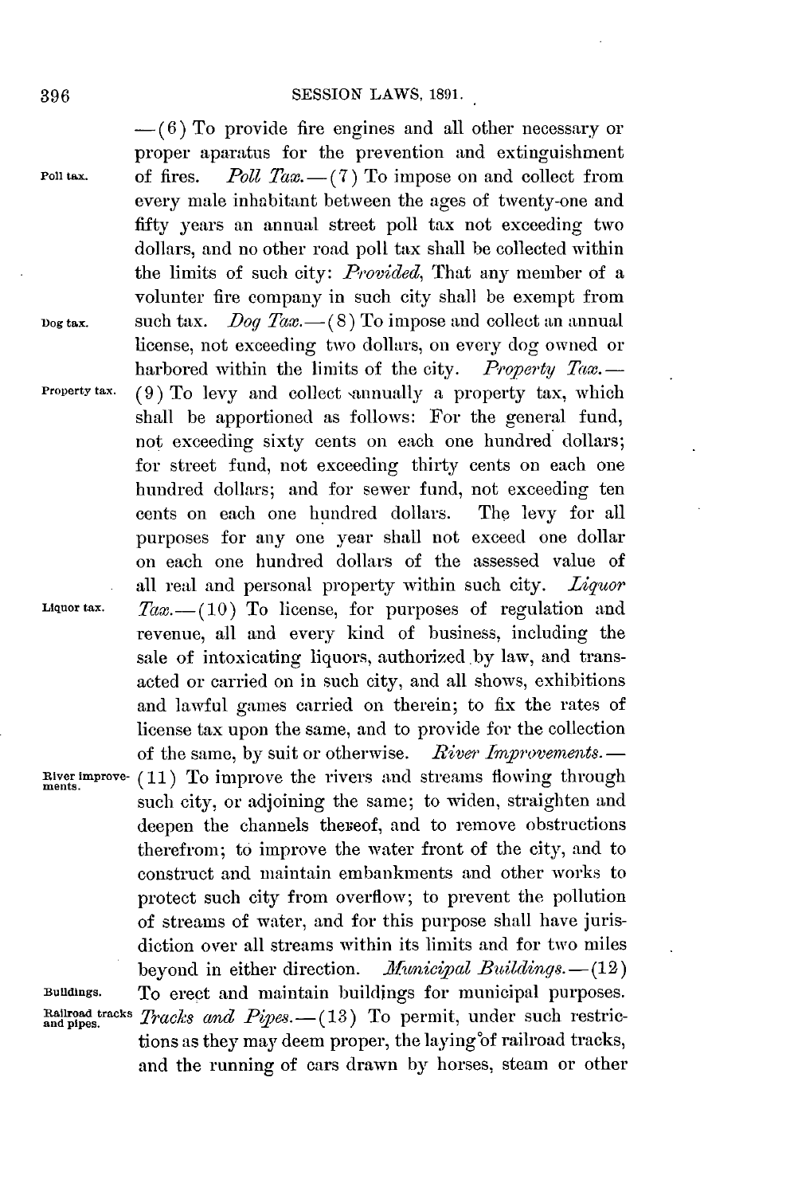—(6) To provide fire engines and all other necessary or proper aparatus for the prevention and extinguishment of fires. *Poll Tax.*—(7) To impose on and collect from every male inhabitant between the ages of twenty-one and fifty years an annual street poll tax not exceeding two dollars, and no other road poll tax shall be collected within the limits of such city: *Provided*, That any member of a volunter fire company in such city shall be exempt from such tax. *Dog Tax.*—(8) To impose and collect an annual license, not exceeding two dollars, on every dog owned or harbored within the limits of the city. *Property Tax.*—(9) To levy and collect annually a property tax, which shall be apportioned as follows: For the general fund, not exceeding sixty cents on each one hundred dollars; for street fund, not exceeding thirty cents on each one hundred dollars; and for sewer fund, not exceeding ten cents on each one hundred dollars. The levy for all purposes for any one year shall not exceed one dollar on each one hundred dollars of the assessed value of all real and personal property within such city. *Liquor Tax.*—(10) To license, for purposes of regulation and revenue, all and every kind of business, including the sale of intoxicating liquors, authorized by law, and transacted or carried on in such city, and all shows, exhibitions and lawful games carried on therein; to fix the rates of license tax upon the same, and to provide for the collection of the same, by suit or otherwise. *River Improvements.*—(11) To improve the rivers and streams flowing through such city, or adjoining the same; to widen, straighten and deepen the channels thereof, and to remove obstructions therefrom; to improve the water front of the city, and to construct and maintain embankments and other works to protect such city from overflow; to prevent the pollution of streams of water, and for this purpose shall have jurisdiction over all streams within its limits and for two miles beyond in either direction. *Municipal Buildings.*—(12) To erect and maintain buildings for municipal purposes. *Tracks and Pipes.*—(13) To permit, under such restrictions as they may deem proper, the laying of railroad tracks, and the running of cars drawn by horses, steam or other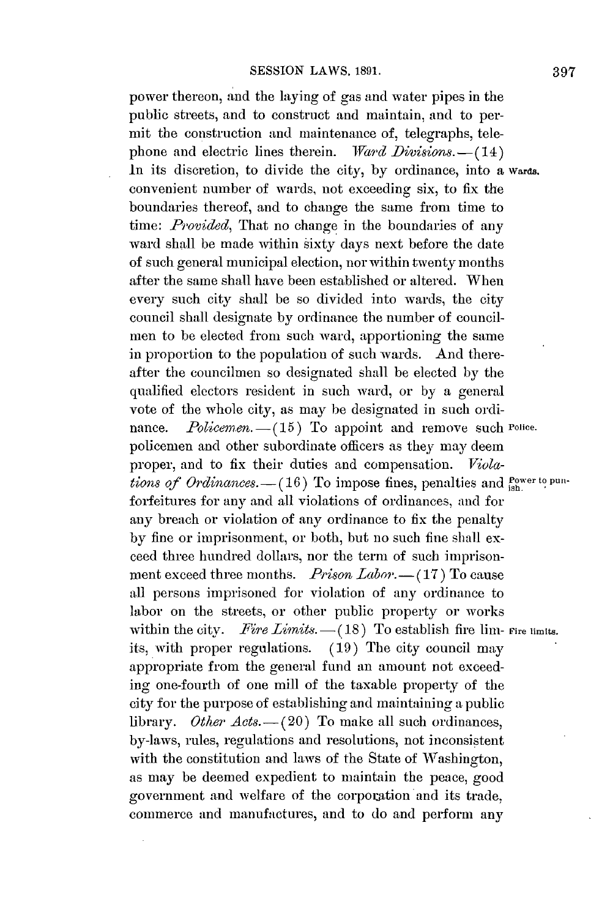power thereon, and the laying of gas and water pipes in the public streets, and to construct and maintain, and to permit the construction and maintenance of, telegraphs, telephone and electric lines therein. *Ward Divisions.*—(14) In its discretion, to divide the city, by ordinance, into a convenient number of wards, not exceeding six, to fix the boundaries thereof, and to change the same from time to time: *Provided*, That no change in the boundaries of any ward shall be made within sixty days next before the date of such general municipal election, nor within twenty months after the same shall have been established or altered. When every such city shall be so divided into wards, the city council shall designate by ordinance the number of councilmen to be elected from such ward, apportioning the same in proportion to the population of such wards. And thereafter the councilmen so designated shall be elected by the qualified electors resident in such ward, or by a general vote of the whole city, as may be designated in such ordinance. *Policemen.*—(15) To appoint and remove such policemen and other subordinate officers as they may deem proper, and to fix their duties and compensation. *Violations of Ordinances.*—(16) To impose fines, penalties and forfeitures for any and all violations of ordinances, and for any breach or violation of any ordinance to fix the penalty by fine or imprisonment, or both, but no such fine shall exceed three hundred dollars, nor the term of such imprisonment exceed three months. *Prison Labor.*—(17) To cause all persons imprisoned for violation of any ordinance to labor on the streets, or other public property or works within the city. *Fire Limits.*—(18) To establish fire limits, with proper regulations. (19) The city council may appropriate from the general fund an amount not exceeding one-fourth of one mill of the taxable property of the city for the purpose of establishing and maintaining a public library. *Other Acts.*—(20) To make all such ordinances, by-laws, rules, regulations and resolutions, not inconsistent with the constitution and laws of the State of Washington, as may be deemed expedient to maintain the peace, good government and welfare of the corporation and its trade, commerce and manufactures, and to do and perform any

Wards.

Police.

Power to punish.

Fire limits.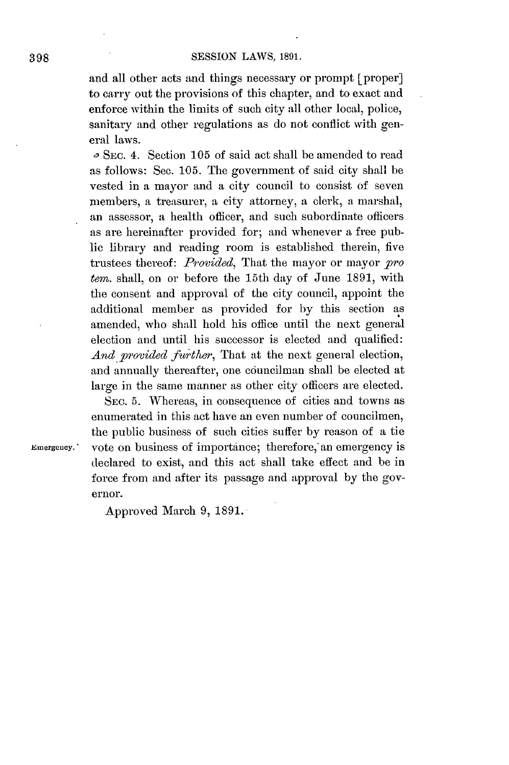and all other acts and things necessary or prompt [proper] to carry out the provisions of this chapter, and to exact and enforce within the limits of such city all other local, police, sanitary and other regulations as do not conflict with general laws.

SEC. 4. Section 105 of said act shall be amended to read as follows: Sec. 105. The government of said city shall be vested in a mayor and a city council to consist of seven members, a treasurer, a city attorney, a clerk, a marshal, an assessor, a health officer, and such subordinate officers as are hereinafter provided for; and whenever a free public library and reading room is established therein, five trustees thereof: *Provided*, That the mayor or mayor *pro tem.* shall, on or before the 15th day of June 1891, with the consent and approval of the city council, appoint the additional member as provided for by this section as amended, who shall hold his office until the next general election and until his successor is elected and qualified: *And provided further*, That at the next general election, and annually thereafter, one councilman shall be elected at large in the same manner as other city officers are elected.

SEC. 5. Whereas, in consequence of cities and towns as enumerated in this act have an even number of councilmen, the public business of such cities suffer by reason of a tie vote on business of importance; therefore, an emergency is declared to exist, and this act shall take effect and be in force from and after its passage and approval by the governor.

Emergency.

Approved March 9, 1891.